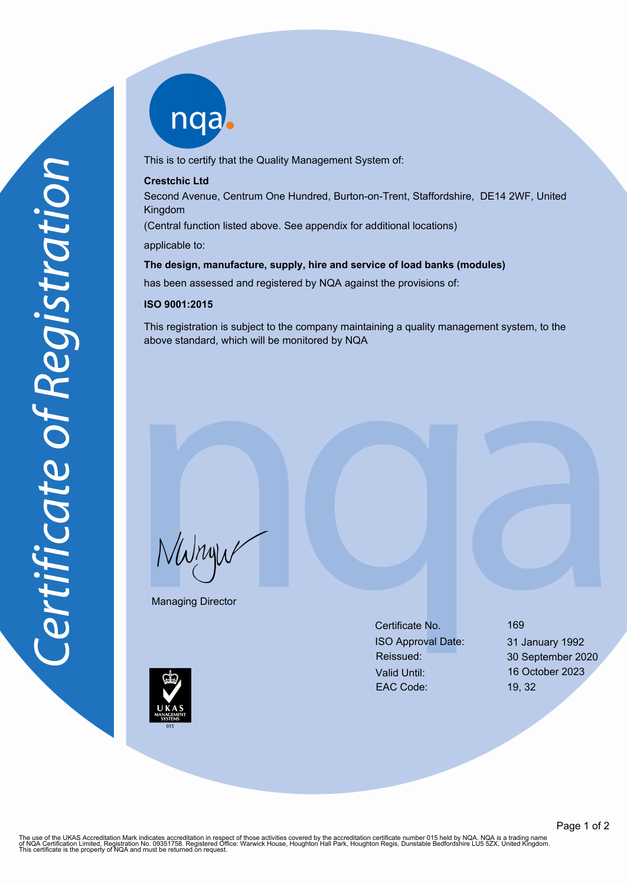# Certificate of Registration

nqa

This is to certify that the Quality Management System of:

**Crestchic Ltd**

Second Avenue, Centrum One Hundred, Burton-on-Trent, Staffordshire, DE14 2WF, United Kingdom

(Central function listed above. See appendix for additional locations)

applicable to:

**The design, manufacture, supply, hire and service of load banks (modules)**

has been assessed and registered by NQA against the provisions of:

**ISO 9001:2015**

This registration is subject to the company maintaining a quality management system, to the above standard, which will be monitored by NQA

Managing Director

| | |
|---|---|
| Certificate No. | 169 |
| ISO Approval Date: | 31 January 1992 |
| Reissued: | 30 September 2020 |
| Valid Until: | 16 October 2023 |
| EAC Code: | 19, 32 |

UKAS MANAGEMENT SYSTEMS 015

The use of the UKAS Accreditation Mark indicates accreditation in respect of those activities covered by the accreditation certificate number 015 held by NQA. NQA is a trading name of NQA Certification Limited, Registration No. 09351758. Registered Office: Warwick House, Houghton Hall Park, Houghton Regis, Dunstable Bedfordshire LU5 5ZX, United Kingdom. This certificate is the property of NQA and must be returned on request.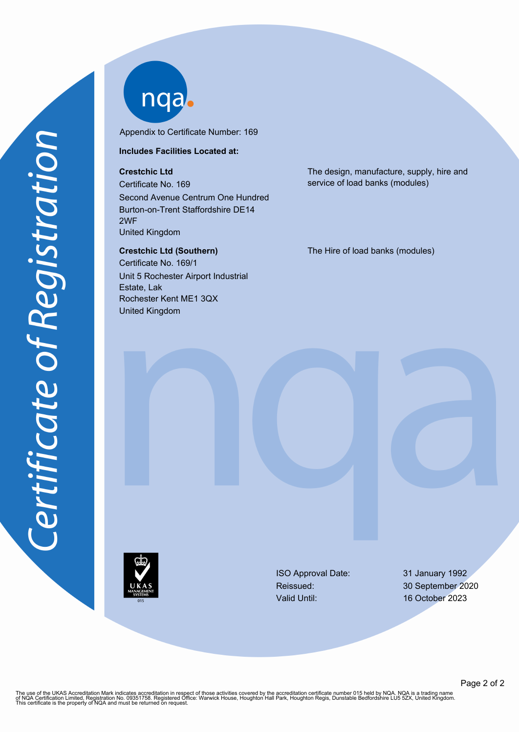*Certificate of Registration*

Appendix to Certificate Number: 169

**Includes Facilities Located at:**

| | |
|---|---|
| **Crestchic Ltd**<br>Certificate No. 169<br>Second Avenue Centrum One Hundred<br>Burton-on-Trent Staffordshire DE14 2WF<br>United Kingdom | The design, manufacture, supply, hire and service of load banks (modules) |
| **Crestchic Ltd (Southern)**<br>Certificate No. 169/1<br>Unit 5 Rochester Airport Industrial Estate, Lak<br>Rochester Kent ME1 3QX<br>United Kingdom | The Hire of load banks (modules) |

UKAS MANAGEMENT SYSTEMS 015

| | |
|---|---|
| ISO Approval Date: | 31 January 1992 |
| Reissued: | 30 September 2020 |
| Valid Until: | 16 October 2023 |

The use of the UKAS Accreditation Mark indicates accreditation in respect of those activities covered by the accreditation certificate number 015 held by NQA. NQA is a trading name of NQA Certification Limited, Registration No. 09351758. Registered Office: Warwick House, Houghton Hall Park, Houghton Regis, Dunstable Bedfordshire LU5 5ZX, United Kingdom. This certificate is the property of NQA and must be returned on request.